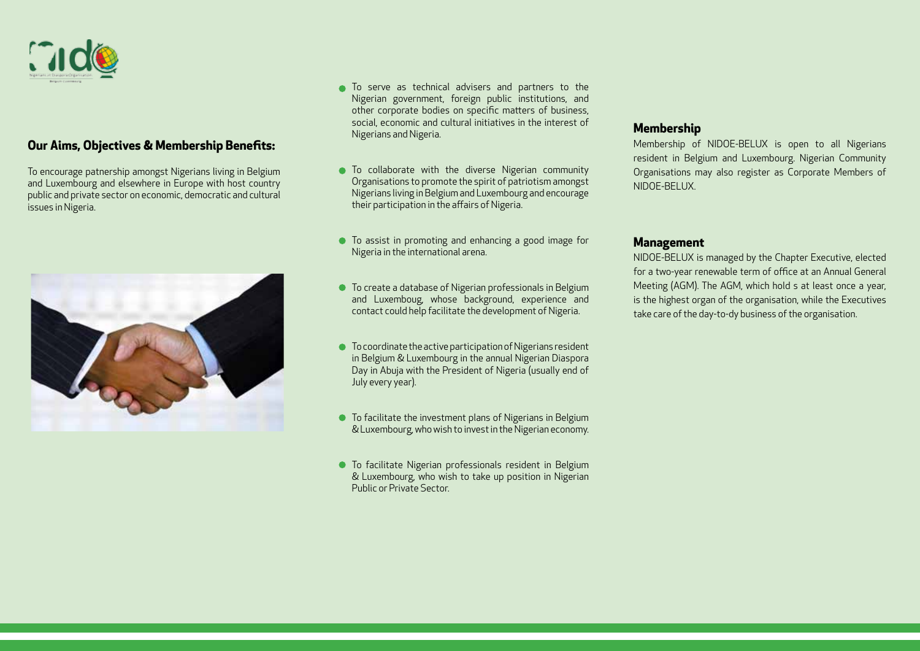## Our Aims, Objectives & Membership Benefits:

To encourage patnership amongst Nigerians living in Belgium and Luxembourg and elsewhere in Europe with host country public and private sector on economic, democratic and cultural issues in Nigeria.

- To serve as technical advisers and partners to the Nigerian government, foreign public institutions, and other corporate bodies on specific matters of business, social, economic and cultural initiatives in the interest of Nigerians and Nigeria.
- To collaborate with the diverse Nigerian community Organisations to promote the spirit of patriotism amongst Nigerians living in Belgium and Luxembourg and encourage their participation in the affairs of Nigeria.
- To assist in promoting and enhancing a good image for Nigeria in the international arena.
- To create a database of Nigerian professionals in Belgium and Luxemboug, whose background, experience and contact could help facilitate the development of Nigeria.
- To coordinate the active participation of Nigerians resident in Belgium & Luxembourg in the annual Nigerian Diaspora Day in Abuja with the President of Nigeria (usually end of July every year).
- To facilitate the investment plans of Nigerians in Belgium & Luxembourg, who wish to invest in the Nigerian economy.
- To facilitate Nigerian professionals resident in Belgium & Luxembourg, who wish to take up position in Nigerian Public or Private Sector.

## Membership

Membership of NIDOE-BELUX is open to all Nigerians resident in Belgium and Luxembourg. Nigerian Community Organisations may also register as Corporate Members of NIDOE-BELUX.

## Management

NIDOE-BELUX is managed by the Chapter Executive, elected for a two-year renewable term of office at an Annual General Meeting (AGM). The AGM, which hold s at least once a year, is the highest organ of the organisation, while the Executives take care of the day-to-dy business of the organisation.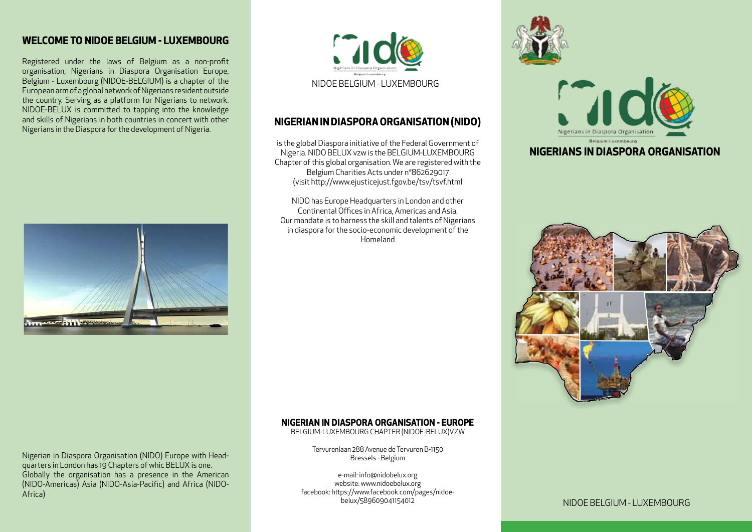## WELCOME TO NIDOE BELGIUM - LUXEMBOURG

Registered under the laws of Belgium as a non-profit organisation, Nigerians in Diaspora Organisation Europe, Belgium - Luxembourg (NIDOE-BELGIUM) is a chapter of the European arm of a global network of Nigerians resident outside the country. Serving as a platform for Nigerians to network. NIDOE-BELUX is committed to tapping into the knowledge and skills of Nigerians in both countries in concert with other Nigerians in the Diaspora for the development of Nigeria.

Nigerian in Diaspora Organisation (NIDO) Europe with Head-quarters in London has 19 Chapters of whic BELUX is one. Globally the organisation has a presence in the American (NIDO-Americas) Asia (NIDO-Asia-Pacific) and Africa (NIDO-Africa)

NIDOE BELGIUM - LUXEMBOURG

## NIGERIAN IN DIASPORA ORGANISATION (NIDO)

is the global Diaspora initiative of the Federal Government of Nigeria. NIDO BELUX vzw is the BELGIUM-LUXEMBOURG Chapter of this global organisation. We are registered with the Belgium Charities Acts under n°862629017 (visit http://www.ejusticejust.fgov.be/tsv/tsvf.html

NIDO has Europe Headquarters in London and other Continental Offices in Africa, Americas and Asia. Our mandate is to harness the skill and talents of Nigerians in diaspora for the socio-economic development of the Homeland

**NIGERIAN IN DIASPORA ORGANISATION - EUROPE**
BELGIUM-LUXEMBOURG CHAPTER (NIDOE-BELUX)VZW

Tervurenlaan 288 Avenue de Tervuren B-1150
Bressels - Belgium

e-mail: info@nidobelux.org
website: www.nidoebelux.org
facebook: https://www.facebook.com/pages/nidoe-belux/589609041154012

## NIGERIANS IN DIASPORA ORGANISATION

NIDOE BELGIUM - LUXEMBOURG